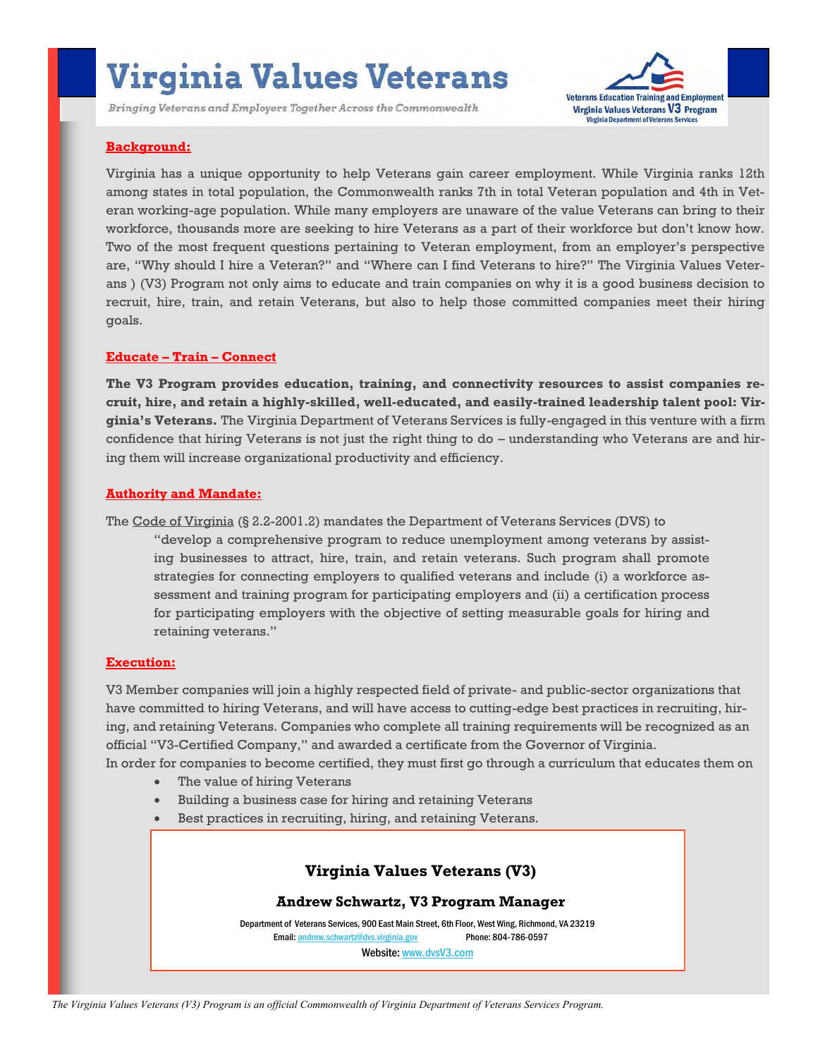# Virginia Values Veterans

*Bringing Veterans and Employers Together Across the Commonwealth*

Veterans Education Training and Employment
Virginia Values Veterans V3 Program
Virginia Department of Veterans Services

## Background:

Virginia has a unique opportunity to help Veterans gain career employment. While Virginia ranks 12th among states in total population, the Commonwealth ranks 7th in total Veteran population and 4th in Veteran working-age population. While many employers are unaware of the value Veterans can bring to their workforce, thousands more are seeking to hire Veterans as a part of their workforce but don't know how. Two of the most frequent questions pertaining to Veteran employment, from an employer's perspective are, "Why should I hire a Veteran?" and "Where can I find Veterans to hire?" The Virginia Values Veterans ) (V3) Program not only aims to educate and train companies on why it is a good business decision to recruit, hire, train, and retain Veterans, but also to help those committed companies meet their hiring goals.

## Educate – Train – Connect

**The V3 Program provides education, training, and connectivity resources to assist companies recruit, hire, and retain a highly-skilled, well-educated, and easily-trained leadership talent pool: Virginia's Veterans.** The Virginia Department of Veterans Services is fully-engaged in this venture with a firm confidence that hiring Veterans is not just the right thing to do – understanding who Veterans are and hiring them will increase organizational productivity and efficiency.

## Authority and Mandate:

The Code of Virginia (§ 2.2-2001.2) mandates the Department of Veterans Services (DVS) to

> "develop a comprehensive program to reduce unemployment among veterans by assisting businesses to attract, hire, train, and retain veterans. Such program shall promote strategies for connecting employers to qualified veterans and include (i) a workforce assessment and training program for participating employers and (ii) a certification process for participating employers with the objective of setting measurable goals for hiring and retaining veterans."

## Execution:

V3 Member companies will join a highly respected field of private- and public-sector organizations that have committed to hiring Veterans, and will have access to cutting-edge best practices in recruiting, hiring, and retaining Veterans. Companies who complete all training requirements will be recognized as an official "V3-Certified Company," and awarded a certificate from the Governor of Virginia.

In order for companies to become certified, they must first go through a curriculum that educates them on

- The value of hiring Veterans
- Building a business case for hiring and retaining Veterans
- Best practices in recruiting, hiring, and retaining Veterans.

**Virginia Values Veterans (V3)**

**Andrew Schwartz, V3 Program Manager**

Department of Veterans Services, 900 East Main Street, 6th Floor, West Wing, Richmond, VA 23219
Email: andrew.schwartz@dvs.virginia.gov Phone: 804-786-0597
Website: www.dvsV3.com

*The Virginia Values Veterans (V3) Program is an official Commonwealth of Virginia Department of Veterans Services Program.*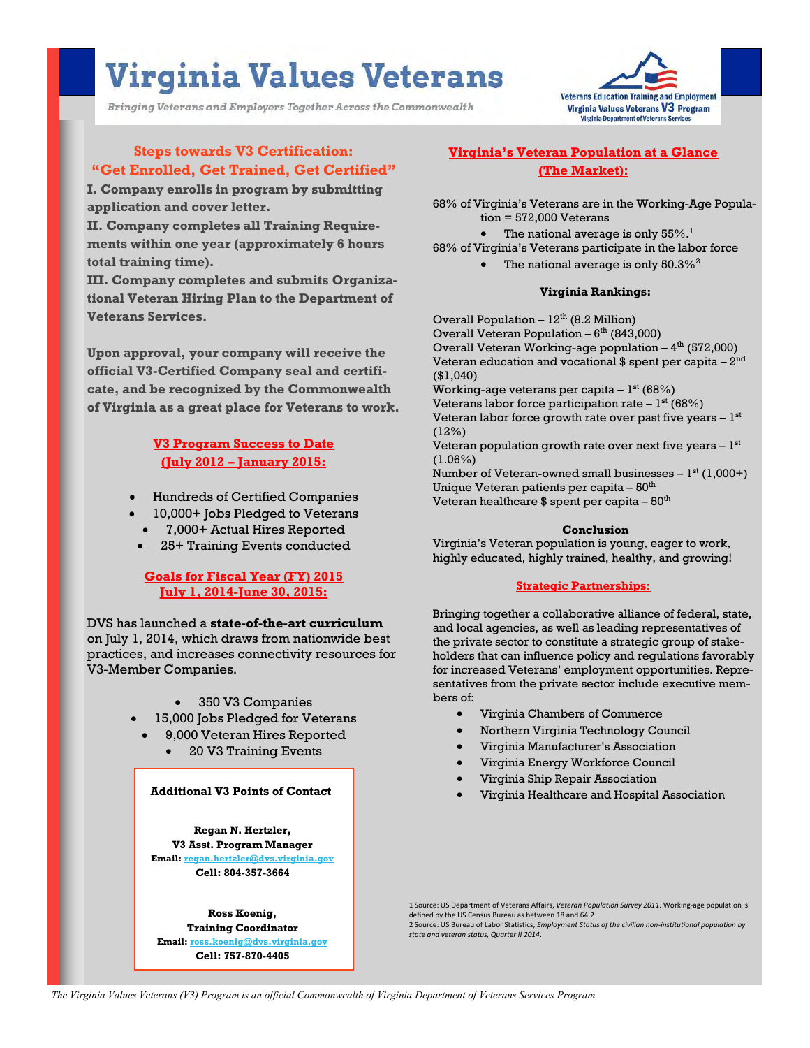# Virginia Values Veterans

*Bringing Veterans and Employers Together Across the Commonwealth*

Veterans Education Training and Employment
Virginia Values Veterans V3 Program
Virginia Department of Veterans Services

## Steps towards V3 Certification: "Get Enrolled, Get Trained, Get Certified"

**I. Company enrolls in program by submitting application and cover letter.**

**II. Company completes all Training Requirements within one year (approximately 6 hours total training time).**

**III. Company completes and submits Organizational Veteran Hiring Plan to the Department of Veterans Services.**

**Upon approval, your company will receive the official V3-Certified Company seal and certificate, and be recognized by the Commonwealth of Virginia as a great place for Veterans to work.**

## V3 Program Success to Date (July 2012 – January 2015):

- Hundreds of Certified Companies
- 10,000+ Jobs Pledged to Veterans
- 7,000+ Actual Hires Reported
- 25+ Training Events conducted

## Goals for Fiscal Year (FY) 2015 July 1, 2014-June 30, 2015:

DVS has launched a **state-of-the-art curriculum** on July 1, 2014, which draws from nationwide best practices, and increases connectivity resources for V3-Member Companies.

- 350 V3 Companies
- 15,000 Jobs Pledged for Veterans
- 9,000 Veteran Hires Reported
- 20 V3 Training Events

**Additional V3 Points of Contact**

**Regan N. Hertzler,**
**V3 Asst. Program Manager**
**Email: regan.hertzler@dvs.virginia.gov**
**Cell: 804-357-3664**

**Ross Koenig,**
**Training Coordinator**
**Email: ross.koenig@dvs.virginia.gov**
**Cell: 757-870-4405**

## Virginia's Veteran Population at a Glance (The Market):

68% of Virginia's Veterans are in the Working-Age Population = 572,000 Veterans

- The national average is only 55%.[1]

68% of Virginia's Veterans participate in the labor force

- The national average is only 50.3%[2]

### Virginia Rankings:

Overall Population – 12th (8.2 Million)
Overall Veteran Population – 6th (843,000)
Overall Veteran Working-age population – 4th (572,000)
Veteran education and vocational $ spent per capita – 2nd ($1,040)
Working-age veterans per capita – 1st (68%)
Veterans labor force participation rate – 1st (68%)
Veteran labor force growth rate over past five years – 1st (12%)
Veteran population growth rate over next five years – 1st (1.06%)
Number of Veteran-owned small businesses – 1st (1,000+)
Unique Veteran patients per capita – 50th
Veteran healthcare $ spent per capita – 50th

### Conclusion

Virginia's Veteran population is young, eager to work, highly educated, highly trained, healthy, and growing!

## Strategic Partnerships:

Bringing together a collaborative alliance of federal, state, and local agencies, as well as leading representatives of the private sector to constitute a strategic group of stakeholders that can influence policy and regulations favorably for increased Veterans' employment opportunities. Representatives from the private sector include executive members of:

- Virginia Chambers of Commerce
- Northern Virginia Technology Council
- Virginia Manufacturer's Association
- Virginia Energy Workforce Council
- Virginia Ship Repair Association
- Virginia Healthcare and Hospital Association

1 Source: US Department of Veterans Affairs, *Veteran Population Survey 2011*. Working-age population is defined by the US Census Bureau as between 18 and 64.2
2 Source: US Bureau of Labor Statistics, *Employment Status of the civilian non-institutional population by state and veteran status, Quarter II 2014*.

*The Virginia Values Veterans (V3) Program is an official Commonwealth of Virginia Department of Veterans Services Program.*